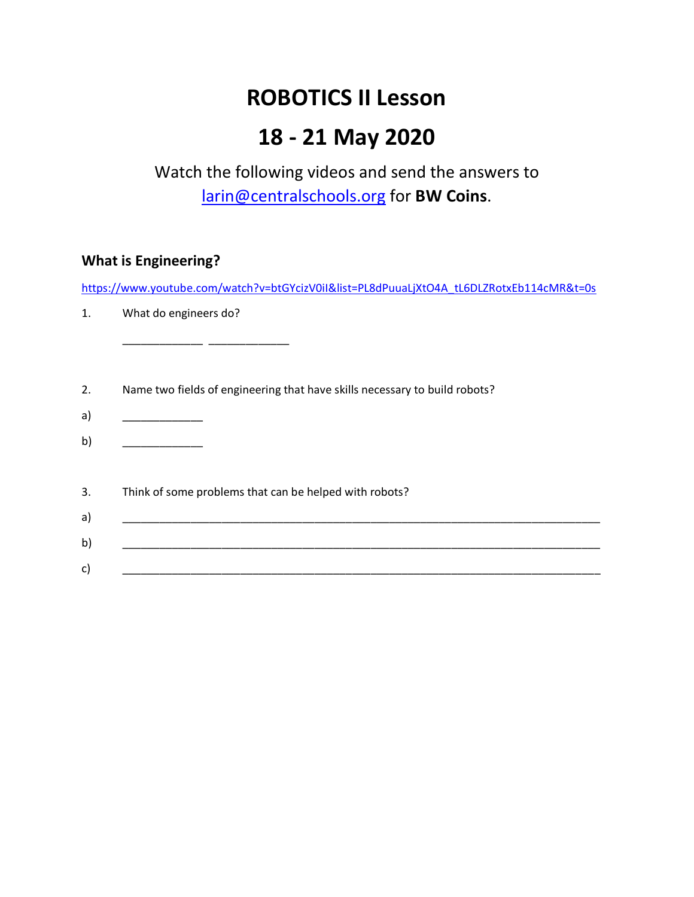# ROBOTICS II Lesson

# 18 - 21 May 2020

Watch the following videos and send the answers to [larin@centralschools.org](mailto:larin@centralschools.org) for **BW Coins**.

### What is Engineering?

https://www.youtube.com/watch?v=btGYcizV0iI&list=PL8dPuuaLjXtO4A_tL6DLZRotxEb114cMR&t=0s

1. What do engineers do?

   _____________ _____________

2. Name two fields of engineering that have skills necessary to build robots?

   a) _____________

   b) _____________

3. Think of some problems that can be helped with robots?

   a) ___________________________________________________________________________

   b) ___________________________________________________________________________

   c) ___________________________________________________________________________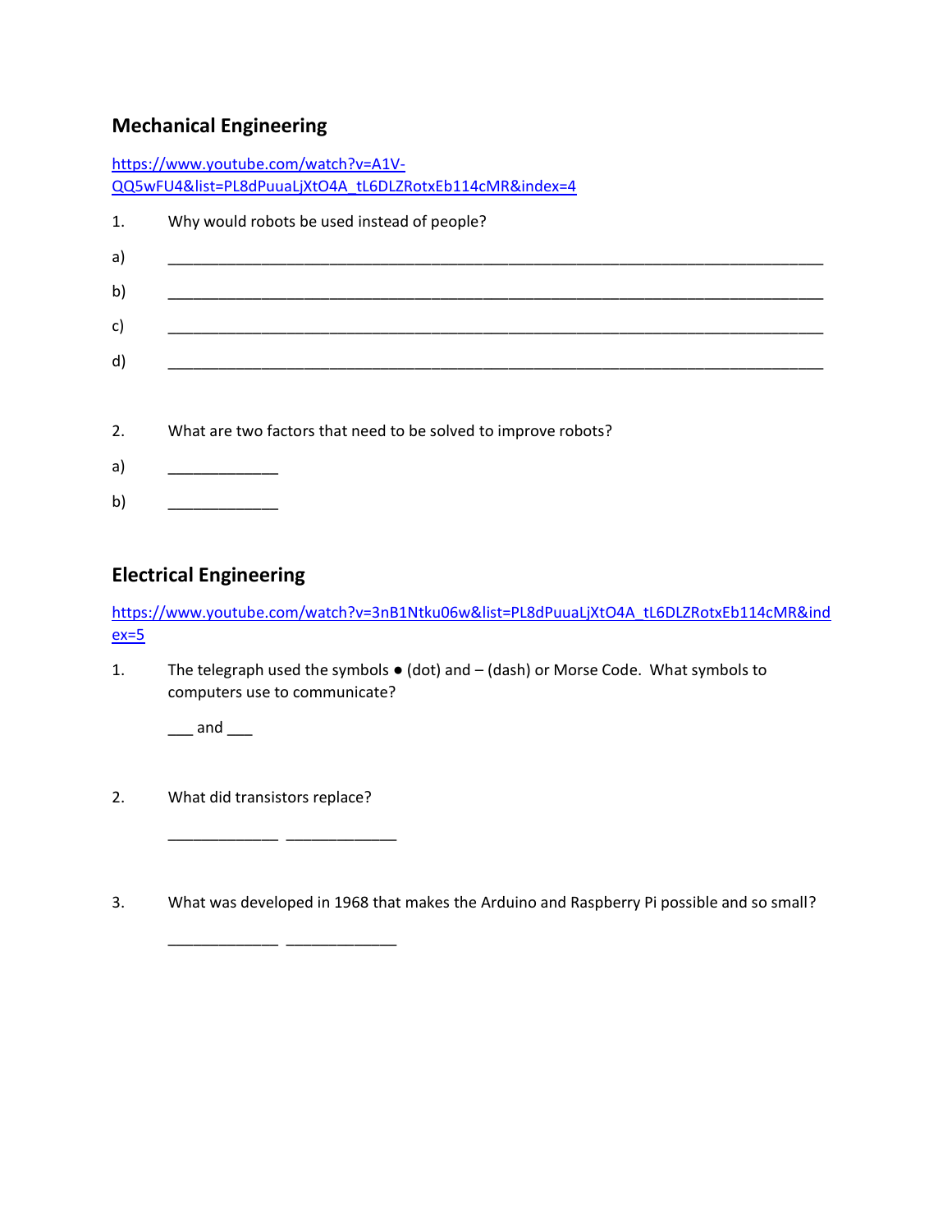## Mechanical Engineering

https://www.youtube.com/watch?v=A1V-QQ5wFU4&list=PL8dPuuaLjXtO4A_tL6DLZRotxEb114cMR&index=4

1. Why would robots be used instead of people?

a) ______________________________________________________________________

b) ______________________________________________________________________

c) ______________________________________________________________________

d) ______________________________________________________________________

2. What are two factors that need to be solved to improve robots?

a) ____________

b) ____________

## Electrical Engineering

https://www.youtube.com/watch?v=3nB1Ntku06w&list=PL8dPuuaLjXtO4A_tL6DLZRotxEb114cMR&index=5

1. The telegraph used the symbols ● (dot) and – (dash) or Morse Code. What symbols to computers use to communicate?

   ___ and ___

2. What did transistors replace?

   ____________ ____________

3. What was developed in 1968 that makes the Arduino and Raspberry Pi possible and so small?

   ____________ ____________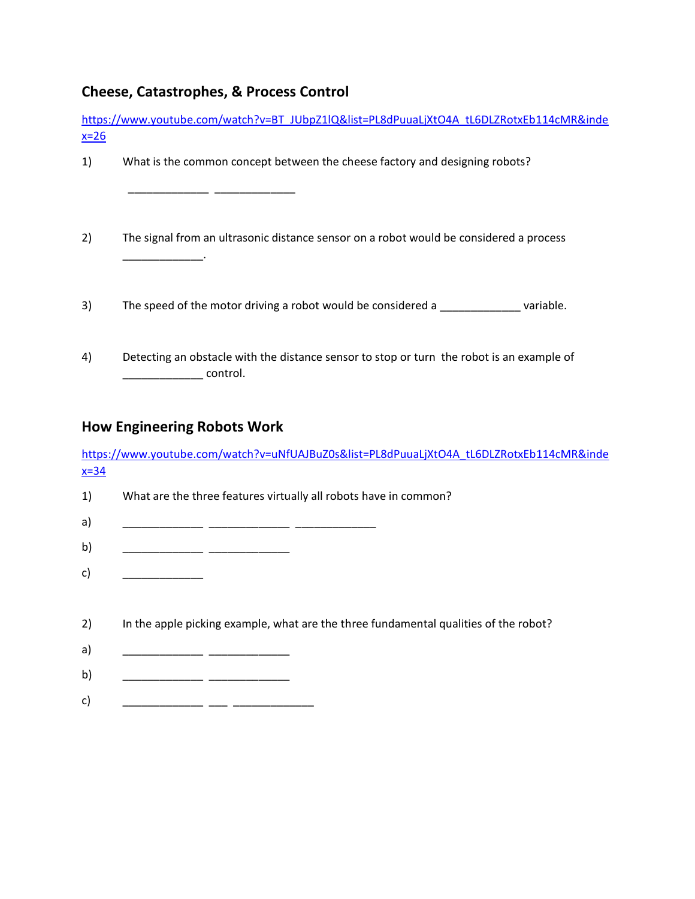## Cheese, Catastrophes, & Process Control

https://www.youtube.com/watch?v=BT_JUbpZ1lQ&list=PL8dPuuaLjXtO4A_tL6DLZRotxEb114cMR&index=26

1) What is the common concept between the cheese factory and designing robots?

_____________ _____________

2) The signal from an ultrasonic distance sensor on a robot would be considered a process _____________.

3) The speed of the motor driving a robot would be considered a _____________ variable.

4) Detecting an obstacle with the distance sensor to stop or turn the robot is an example of _____________ control.

## How Engineering Robots Work

https://www.youtube.com/watch?v=uNfUAJBuZ0s&list=PL8dPuuaLjXtO4A_tL6DLZRotxEb114cMR&index=34

1) What are the three features virtually all robots have in common?

a) _____________ _____________ _____________

b) _____________ _____________

c) _____________

2) In the apple picking example, what are the three fundamental qualities of the robot?

a) _____________ _____________

b) _____________ _____________

c) _____________ ___ _____________